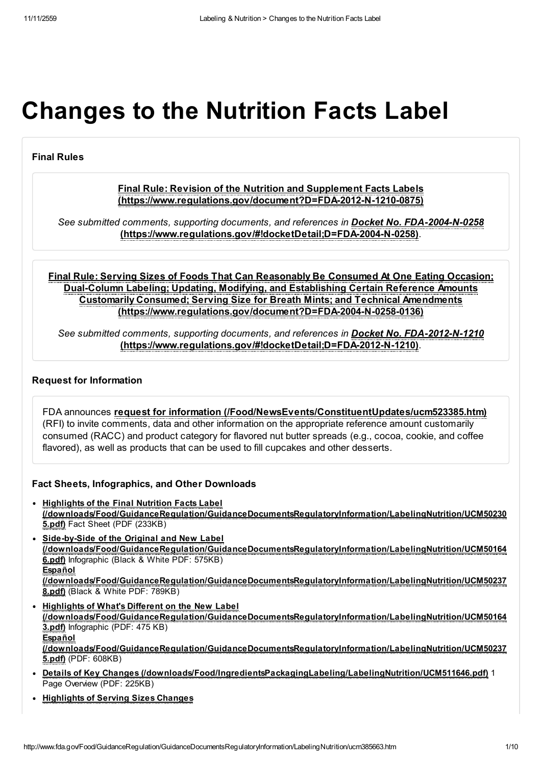# Changes to the Nutrition Facts Label

### Final Rules

**Final Rule: Revision of the Nutrition and Supplement Facts Labels (https://www.regulations.gov/document?D=FDA-2012-N-1210-0875)**

*See submitted comments, supporting documents, and references in* ***Docket No. FDA-2004-N-0258*** **(https://www.regulations.gov/#!docketDetail;D=FDA-2004-N-0258)**.

**Final Rule: Serving Sizes of Foods That Can Reasonably Be Consumed At One Eating Occasion; Dual-Column Labeling; Updating, Modifying, and Establishing Certain Reference Amounts Customarily Consumed; Serving Size for Breath Mints; and Technical Amendments (https://www.regulations.gov/document?D=FDA-2004-N-0258-0136)**

*See submitted comments, supporting documents, and references in* ***Docket No. FDA-2012-N-1210*** **(https://www.regulations.gov/#!docketDetail;D=FDA-2012-N-1210)**.

### Request for Information

FDA announces **request for information (/Food/NewsEvents/ConstituentUpdates/ucm523385.htm)** (RFI) to invite comments, data and other information on the appropriate reference amount customarily consumed (RACC) and product category for flavored nut butter spreads (e.g., cocoa, cookie, and coffee flavored), as well as products that can be used to fill cupcakes and other desserts.

### Fact Sheets, Infographics, and Other Downloads

- **Highlights of the Final Nutrition Facts Label (/downloads/Food/GuidanceRegulation/GuidanceDocumentsRegulatoryInformation/LabelingNutrition/UCM502305.pdf)** Fact Sheet (PDF (233KB)
- **Side-by-Side of the Original and New Label (/downloads/Food/GuidanceRegulation/GuidanceDocumentsRegulatoryInformation/LabelingNutrition/UCM501646.pdf)** Infographic (Black & White PDF: 575KB)
  **Español (/downloads/Food/GuidanceRegulation/GuidanceDocumentsRegulatoryInformation/LabelingNutrition/UCM502378.pdf)** (Black & White PDF: 789KB)
- **Highlights of What's Different on the New Label (/downloads/Food/GuidanceRegulation/GuidanceDocumentsRegulatoryInformation/LabelingNutrition/UCM501643.pdf)** Infographic (PDF: 475 KB)
  **Español (/downloads/Food/GuidanceRegulation/GuidanceDocumentsRegulatoryInformation/LabelingNutrition/UCM502375.pdf)** (PDF: 608KB)
- **Details of Key Changes (/downloads/Food/IngredientsPackagingLabeling/LabelingNutrition/UCM511646.pdf)** 1 Page Overview (PDF: 225KB)
- **Highlights of Serving Sizes Changes**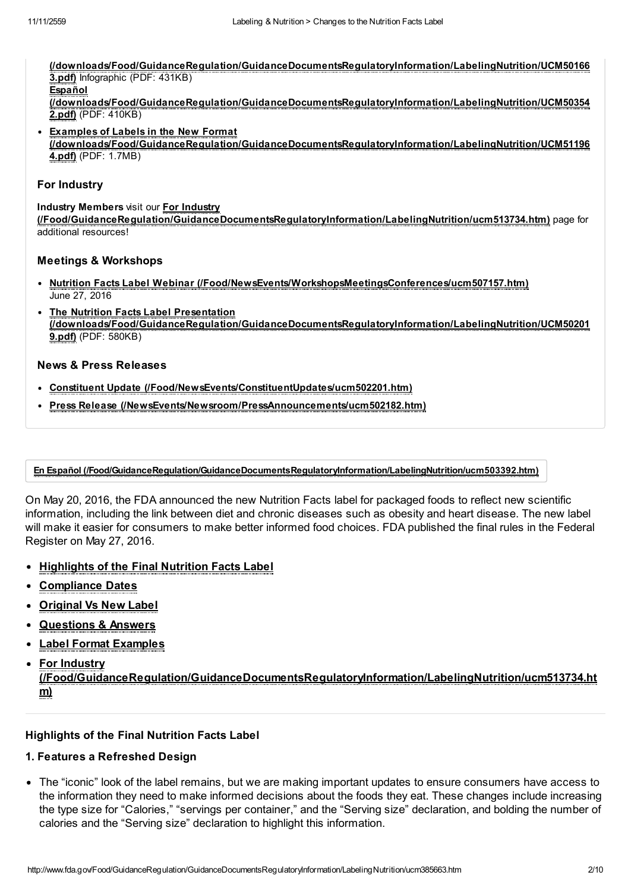**(/downloads/Food/GuidanceRegulation/GuidanceDocumentsRegulatoryInformation/LabelingNutrition/UCM501663.pdf)** Infographic (PDF: 431KB)
**Español (/downloads/Food/GuidanceRegulation/GuidanceDocumentsRegulatoryInformation/LabelingNutrition/UCM503542.pdf)** (PDF: 410KB)

- **Examples of Labels in the New Format (/downloads/Food/GuidanceRegulation/GuidanceDocumentsRegulatoryInformation/LabelingNutrition/UCM511964.pdf)** (PDF: 1.7MB)

### For Industry

**Industry Members** visit our **For Industry (/Food/GuidanceRegulation/GuidanceDocumentsRegulatoryInformation/LabelingNutrition/ucm513734.htm)** page for additional resources!

### Meetings & Workshops

- **Nutrition Facts Label Webinar (/Food/NewsEvents/WorkshopsMeetingsConferences/ucm507157.htm)** June 27, 2016
- **The Nutrition Facts Label Presentation (/downloads/Food/GuidanceRegulation/GuidanceDocumentsRegulatoryInformation/LabelingNutrition/UCM502019.pdf)** (PDF: 580KB)

### News & Press Releases

- **Constituent Update (/Food/NewsEvents/ConstituentUpdates/ucm502201.htm)**
- **Press Release (/NewsEvents/Newsroom/PressAnnouncements/ucm502182.htm)**

**En Español (/Food/GuidanceRegulation/GuidanceDocumentsRegulatoryInformation/LabelingNutrition/ucm503392.htm)**

On May 20, 2016, the FDA announced the new Nutrition Facts label for packaged foods to reflect new scientific information, including the link between diet and chronic diseases such as obesity and heart disease. The new label will make it easier for consumers to make better informed food choices. FDA published the final rules in the Federal Register on May 27, 2016.

- **Highlights of the Final Nutrition Facts Label**
- **Compliance Dates**
- **Original Vs New Label**
- **Questions & Answers**
- **Label Format Examples**
- **For Industry (/Food/GuidanceRegulation/GuidanceDocumentsRegulatoryInformation/LabelingNutrition/ucm513734.htm)**

---

### Highlights of the Final Nutrition Facts Label

#### 1. Features a Refreshed Design

- The "iconic" look of the label remains, but we are making important updates to ensure consumers have access to the information they need to make informed decisions about the foods they eat. These changes include increasing the type size for "Calories," "servings per container," and the "Serving size" declaration, and bolding the number of calories and the "Serving size" declaration to highlight this information.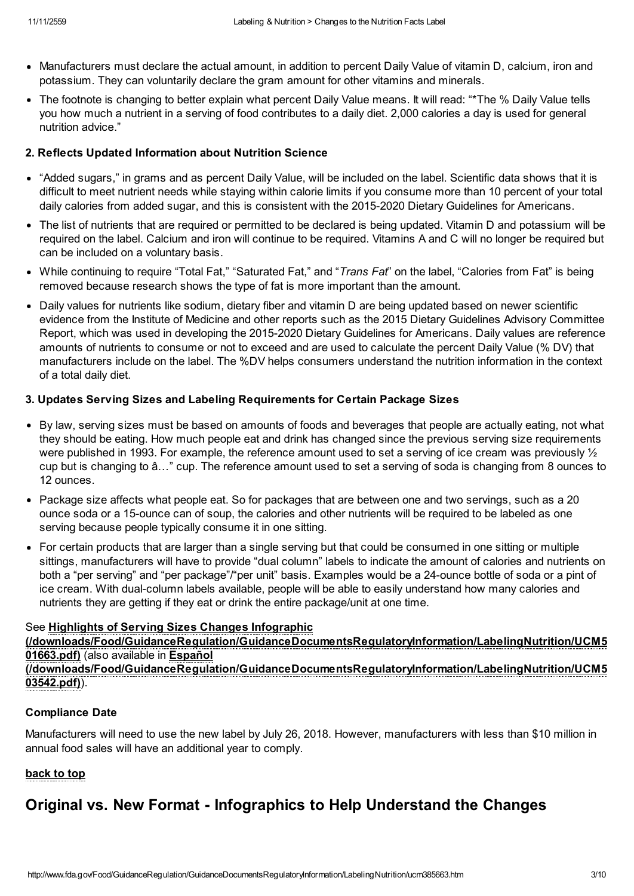- Manufacturers must declare the actual amount, in addition to percent Daily Value of vitamin D, calcium, iron and potassium. They can voluntarily declare the gram amount for other vitamins and minerals.
- The footnote is changing to better explain what percent Daily Value means. It will read: "*The % Daily Value tells you how much a nutrient in a serving of food contributes to a daily diet. 2,000 calories a day is used for general nutrition advice."

**2. Reflects Updated Information about Nutrition Science**

- "Added sugars," in grams and as percent Daily Value, will be included on the label. Scientific data shows that it is difficult to meet nutrient needs while staying within calorie limits if you consume more than 10 percent of your total daily calories from added sugar, and this is consistent with the 2015-2020 Dietary Guidelines for Americans.
- The list of nutrients that are required or permitted to be declared is being updated. Vitamin D and potassium will be required on the label. Calcium and iron will continue to be required. Vitamins A and C will no longer be required but can be included on a voluntary basis.
- While continuing to require "Total Fat," "Saturated Fat," and "*Trans Fat*" on the label, "Calories from Fat" is being removed because research shows the type of fat is more important than the amount.
- Daily values for nutrients like sodium, dietary fiber and vitamin D are being updated based on newer scientific evidence from the Institute of Medicine and other reports such as the 2015 Dietary Guidelines Advisory Committee Report, which was used in developing the 2015-2020 Dietary Guidelines for Americans. Daily values are reference amounts of nutrients to consume or not to exceed and are used to calculate the percent Daily Value (% DV) that manufacturers include on the label. The %DV helps consumers understand the nutrition information in the context of a total daily diet.

**3. Updates Serving Sizes and Labeling Requirements for Certain Package Sizes**

- By law, serving sizes must be based on amounts of foods and beverages that people are actually eating, not what they should be eating. How much people eat and drink has changed since the previous serving size requirements were published in 1993. For example, the reference amount used to set a serving of ice cream was previously ½ cup but is changing to â…" cup. The reference amount used to set a serving of soda is changing from 8 ounces to 12 ounces.
- Package size affects what people eat. So for packages that are between one and two servings, such as a 20 ounce soda or a 15-ounce can of soup, the calories and other nutrients will be required to be labeled as one serving because people typically consume it in one sitting.
- For certain products that are larger than a single serving but that could be consumed in one sitting or multiple sittings, manufacturers will have to provide "dual column" labels to indicate the amount of calories and nutrients on both a "per serving" and "per package"/"per unit" basis. Examples would be a 24-ounce bottle of soda or a pint of ice cream. With dual-column labels available, people will be able to easily understand how many calories and nutrients they are getting if they eat or drink the entire package/unit at one time.

See **Highlights of Serving Sizes Changes Infographic (/downloads/Food/GuidanceRegulation/GuidanceDocumentsRegulatoryInformation/LabelingNutrition/UCM501663.pdf)** (also available in **Español (/downloads/Food/GuidanceRegulation/GuidanceDocumentsRegulatoryInformation/LabelingNutrition/UCM503542.pdf)**).

**Compliance Date**

Manufacturers will need to use the new label by July 26, 2018. However, manufacturers with less than $10 million in annual food sales will have an additional year to comply.

**back to top**

## Original vs. New Format - Infographics to Help Understand the Changes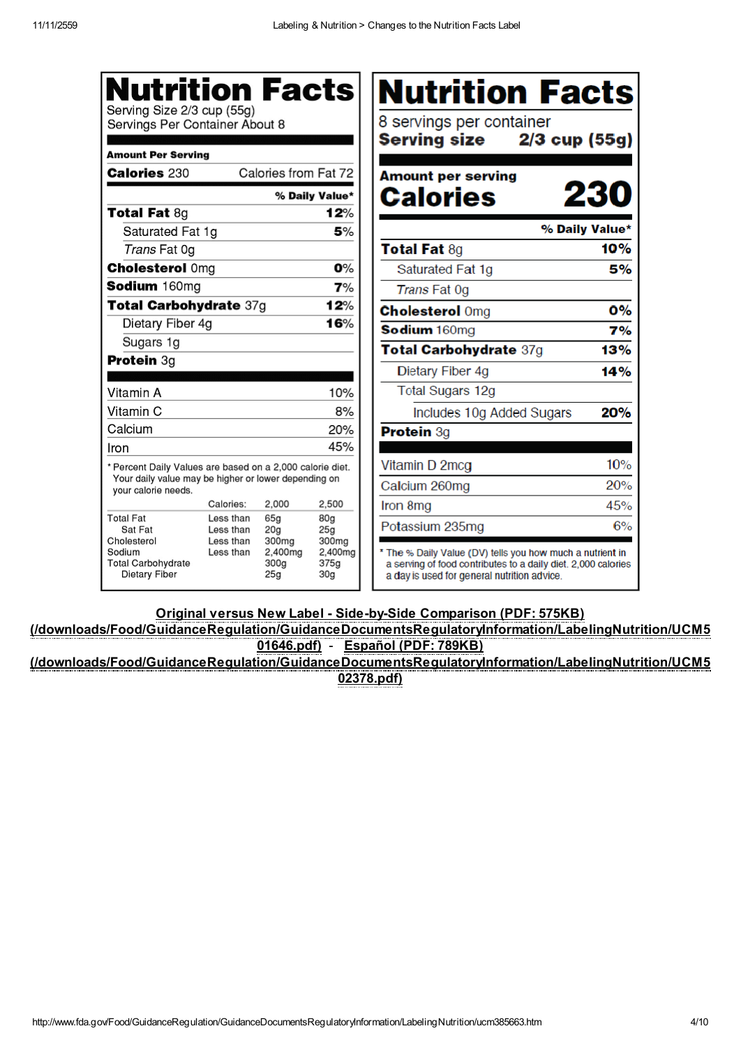## Nutrition Facts

Serving Size 2/3 cup (55g)
Servings Per Container About 8

| Amount Per Serving | |
|---|---|
| **Calories** 230 | Calories from Fat 72 |
| | **% Daily Value*** |
| **Total Fat** 8g | **12%** |
| Saturated Fat 1g | **5%** |
| *Trans* Fat 0g | |
| **Cholesterol** 0mg | **0%** |
| **Sodium** 160mg | **7%** |
| **Total Carbohydrate** 37g | **12%** |
| Dietary Fiber 4g | **16%** |
| Sugars 1g | |
| **Protein** 3g | |
| Vitamin A | 10% |
| Vitamin C | 8% |
| Calcium | 20% |
| Iron | 45% |

* Percent Daily Values are based on a 2,000 calorie diet. Your daily value may be higher or lower depending on your calorie needs.

| | Calories: | 2,000 | 2,500 |
|---|---|---|---|
| Total Fat | Less than | 65g | 80g |
| Sat Fat | Less than | 20g | 25g |
| Cholesterol | Less than | 300mg | 300mg |
| Sodium | Less than | 2,400mg | 2,400mg |
| Total Carbohydrate | | 300g | 375g |
| Dietary Fiber | | 25g | 30g |

## Nutrition Facts

8 servings per container
**Serving size 2/3 cup (55g)**

| Amount per serving | |
|---|---|
| **Calories** | **230** |
| | **% Daily Value*** |
| **Total Fat** 8g | **10%** |
| Saturated Fat 1g | **5%** |
| *Trans* Fat 0g | |
| **Cholesterol** 0mg | **0%** |
| **Sodium** 160mg | **7%** |
| **Total Carbohydrate** 37g | **13%** |
| Dietary Fiber 4g | **14%** |
| Total Sugars 12g | |
| Includes 10g Added Sugars | **20%** |
| **Protein** 3g | |
| Vitamin D 2mcg | 10% |
| Calcium 260mg | 20% |
| Iron 8mg | 45% |
| Potassium 235mg | 6% |

* The % Daily Value (DV) tells you how much a nutrient in a serving of food contributes to a daily diet. 2,000 calories a day is used for general nutrition advice.

**Original versus New Label - Side-by-Side Comparison (PDF: 575KB) (/downloads/Food/GuidanceRegulation/GuidanceDocumentsRegulatoryInformation/LabelingNutrition/UCM501646.pdf)** - **Español (PDF: 789KB) (/downloads/Food/GuidanceRegulation/GuidanceDocumentsRegulatoryInformation/LabelingNutrition/UCM502378.pdf)**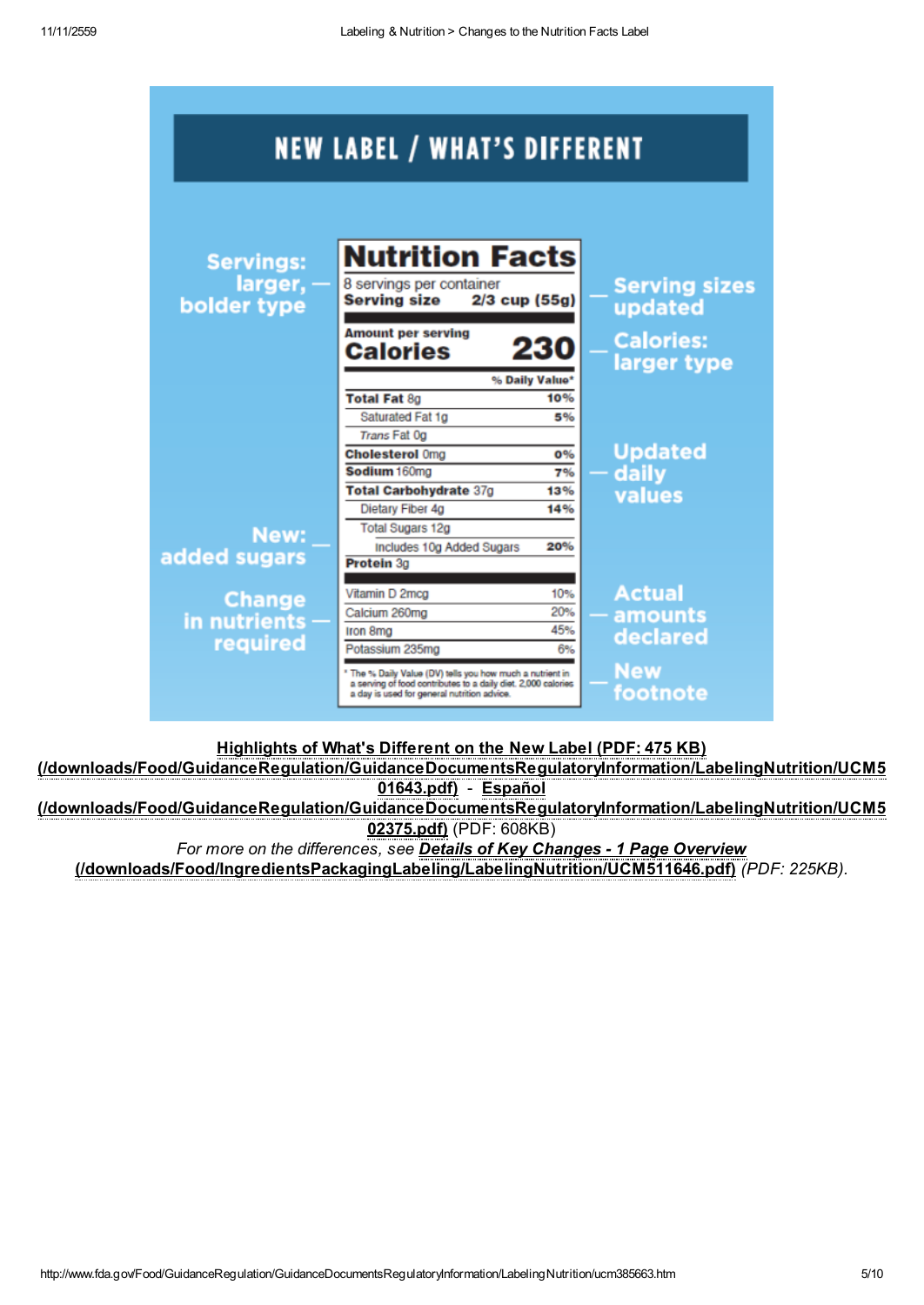## NEW LABEL / WHAT'S DIFFERENT

**Servings: larger, bolder type**

**Serving sizes updated**

**Calories: larger type**

**Updated daily values**

**New: added sugars**

**Change in nutrients required**

**Actual amounts declared**

**New footnote**

| Nutrition Facts | |
|---|---|
| 8 servings per container | |
| **Serving size** | **2/3 cup (55g)** |
| **Amount per serving** | |
| **Calories** | **230** |
| | **% Daily Value*** |
| **Total Fat** 8g | **10%** |
| Saturated Fat 1g | **5%** |
| *Trans* Fat 0g | |
| **Cholesterol** 0mg | **0%** |
| **Sodium** 160mg | **7%** |
| **Total Carbohydrate** 37g | **13%** |
| Dietary Fiber 4g | **14%** |
| Total Sugars 12g | |
| Includes 10g Added Sugars | **20%** |
| **Protein** 3g | |
| Vitamin D 2mcg | 10% |
| Calcium 260mg | 20% |
| Iron 8mg | 45% |
| Potassium 235mg | 6% |

* The % Daily Value (DV) tells you how much a nutrient in a serving of food contributes to a daily diet. 2,000 calories a day is used for general nutrition advice.

**Highlights of What's Different on the New Label (PDF: 475 KB) (/downloads/Food/GuidanceRegulation/GuidanceDocumentsRegulatoryInformation/LabelingNutrition/UCM501643.pdf)** - **Español (/downloads/Food/GuidanceRegulation/GuidanceDocumentsRegulatoryInformation/LabelingNutrition/UCM502375.pdf)** (PDF: 608KB)

*For more on the differences, see* ***Details of Key Changes - 1 Page Overview (/downloads/Food/IngredientsPackagingLabeling/LabelingNutrition/UCM511646.pdf)*** *(PDF: 225KB).*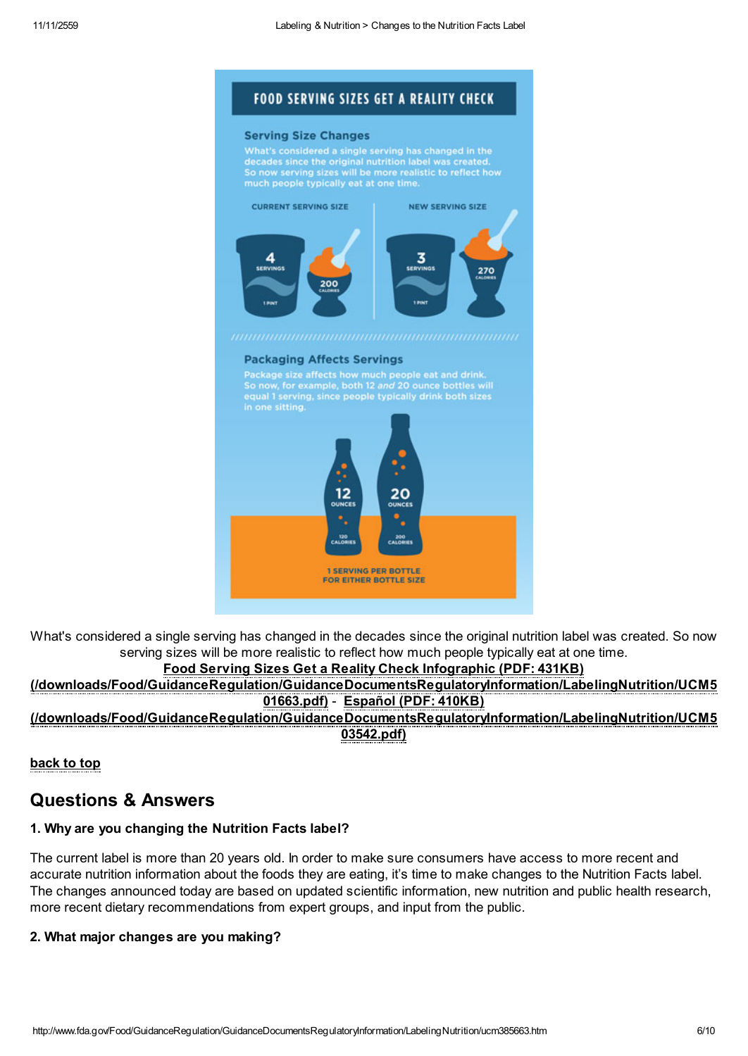# FOOD SERVING SIZES GET A REALITY CHECK

## Serving Size Changes

What's considered a single serving has changed in the decades since the original nutrition label was created. So now serving sizes will be more realistic to reflect how much people typically eat at one time.

CURRENT SERVING SIZE: 4 SERVINGS, 1 PINT; 200 CALORIES

NEW SERVING SIZE: 3 SERVINGS, 1 PINT; 270 CALORIES

## Packaging Affects Servings

Package size affects how much people eat and drink. So now, for example, both 12 *and* 20 ounce bottles will equal 1 serving, since people typically drink both sizes in one sitting.

12 OUNCES, 120 CALORIES

20 OUNCES, 200 CALORIES

1 SERVING PER BOTTLE FOR EITHER BOTTLE SIZE

What's considered a single serving has changed in the decades since the original nutrition label was created. So now serving sizes will be more realistic to reflect how much people typically eat at one time.

**Food Serving Sizes Get a Reality Check Infographic (PDF: 431KB) (/downloads/Food/GuidanceRegulation/GuidanceDocumentsRegulatoryInformation/LabelingNutrition/UCM501663.pdf)** - **Español (PDF: 410KB) (/downloads/Food/GuidanceRegulation/GuidanceDocumentsRegulatoryInformation/LabelingNutrition/UCM503542.pdf)**

**back to top**

## Questions & Answers

### 1. Why are you changing the Nutrition Facts label?

The current label is more than 20 years old. In order to make sure consumers have access to more recent and accurate nutrition information about the foods they are eating, it's time to make changes to the Nutrition Facts label. The changes announced today are based on updated scientific information, new nutrition and public health research, more recent dietary recommendations from expert groups, and input from the public.

### 2. What major changes are you making?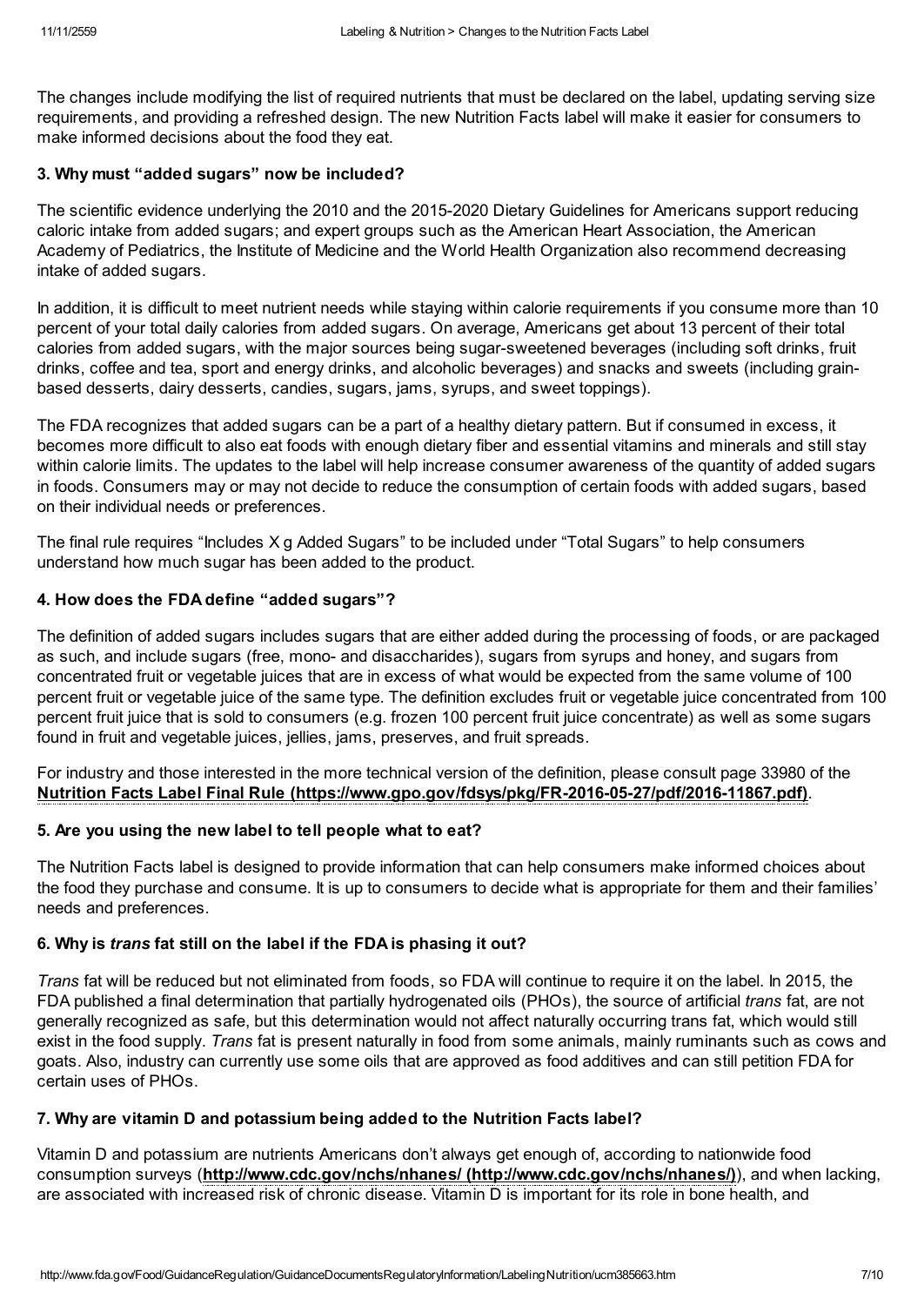The changes include modifying the list of required nutrients that must be declared on the label, updating serving size requirements, and providing a refreshed design. The new Nutrition Facts label will make it easier for consumers to make informed decisions about the food they eat.

### 3. Why must "added sugars" now be included?

The scientific evidence underlying the 2010 and the 2015-2020 Dietary Guidelines for Americans support reducing caloric intake from added sugars; and expert groups such as the American Heart Association, the American Academy of Pediatrics, the Institute of Medicine and the World Health Organization also recommend decreasing intake of added sugars.

In addition, it is difficult to meet nutrient needs while staying within calorie requirements if you consume more than 10 percent of your total daily calories from added sugars. On average, Americans get about 13 percent of their total calories from added sugars, with the major sources being sugar-sweetened beverages (including soft drinks, fruit drinks, coffee and tea, sport and energy drinks, and alcoholic beverages) and snacks and sweets (including grain-based desserts, dairy desserts, candies, sugars, jams, syrups, and sweet toppings).

The FDA recognizes that added sugars can be a part of a healthy dietary pattern. But if consumed in excess, it becomes more difficult to also eat foods with enough dietary fiber and essential vitamins and minerals and still stay within calorie limits. The updates to the label will help increase consumer awareness of the quantity of added sugars in foods. Consumers may or may not decide to reduce the consumption of certain foods with added sugars, based on their individual needs or preferences.

The final rule requires "Includes X g Added Sugars" to be included under "Total Sugars" to help consumers understand how much sugar has been added to the product.

### 4. How does the FDA define "added sugars"?

The definition of added sugars includes sugars that are either added during the processing of foods, or are packaged as such, and include sugars (free, mono- and disaccharides), sugars from syrups and honey, and sugars from concentrated fruit or vegetable juices that are in excess of what would be expected from the same volume of 100 percent fruit or vegetable juice of the same type. The definition excludes fruit or vegetable juice concentrated from 100 percent fruit juice that is sold to consumers (e.g. frozen 100 percent fruit juice concentrate) as well as some sugars found in fruit and vegetable juices, jellies, jams, preserves, and fruit spreads.

For industry and those interested in the more technical version of the definition, please consult page 33980 of the **Nutrition Facts Label Final Rule (https://www.gpo.gov/fdsys/pkg/FR-2016-05-27/pdf/2016-11867.pdf)**.

### 5. Are you using the new label to tell people what to eat?

The Nutrition Facts label is designed to provide information that can help consumers make informed choices about the food they purchase and consume. It is up to consumers to decide what is appropriate for them and their families' needs and preferences.

### 6. Why is *trans* fat still on the label if the FDA is phasing it out?

*Trans* fat will be reduced but not eliminated from foods, so FDA will continue to require it on the label. In 2015, the FDA published a final determination that partially hydrogenated oils (PHOs), the source of artificial *trans* fat, are not generally recognized as safe, but this determination would not affect naturally occurring trans fat, which would still exist in the food supply. *Trans* fat is present naturally in food from some animals, mainly ruminants such as cows and goats. Also, industry can currently use some oils that are approved as food additives and can still petition FDA for certain uses of PHOs.

### 7. Why are vitamin D and potassium being added to the Nutrition Facts label?

Vitamin D and potassium are nutrients Americans don't always get enough of, according to nationwide food consumption surveys (**http://www.cdc.gov/nchs/nhanes/ (http://www.cdc.gov/nchs/nhanes/)**), and when lacking, are associated with increased risk of chronic disease. Vitamin D is important for its role in bone health, and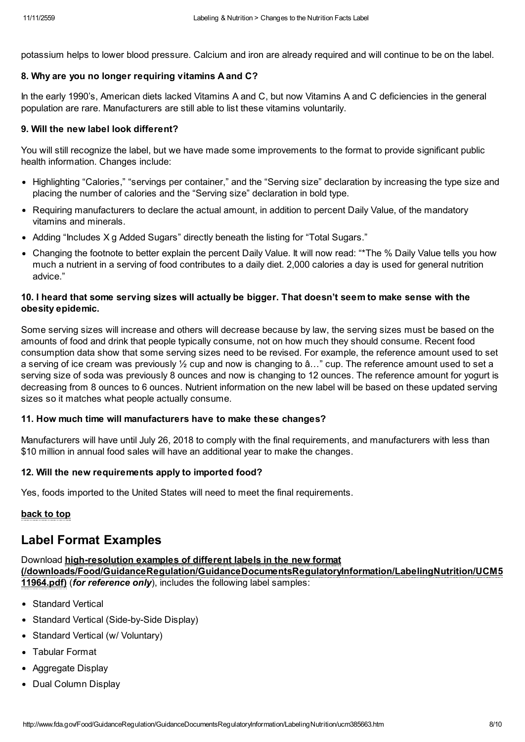potassium helps to lower blood pressure. Calcium and iron are already required and will continue to be on the label.

### 8. Why are you no longer requiring vitamins A and C?

In the early 1990's, American diets lacked Vitamins A and C, but now Vitamins A and C deficiencies in the general population are rare. Manufacturers are still able to list these vitamins voluntarily.

### 9. Will the new label look different?

You will still recognize the label, but we have made some improvements to the format to provide significant public health information. Changes include:

- Highlighting "Calories," "servings per container," and the "Serving size" declaration by increasing the type size and placing the number of calories and the "Serving size" declaration in bold type.
- Requiring manufacturers to declare the actual amount, in addition to percent Daily Value, of the mandatory vitamins and minerals.
- Adding "Includes X g Added Sugars" directly beneath the listing for "Total Sugars."
- Changing the footnote to better explain the percent Daily Value. It will now read: "*The % Daily Value tells you how much a nutrient in a serving of food contributes to a daily diet. 2,000 calories a day is used for general nutrition advice."

### 10. I heard that some serving sizes will actually be bigger. That doesn't seem to make sense with the obesity epidemic.

Some serving sizes will increase and others will decrease because by law, the serving sizes must be based on the amounts of food and drink that people typically consume, not on how much they should consume. Recent food consumption data show that some serving sizes need to be revised. For example, the reference amount used to set a serving of ice cream was previously ½ cup and now is changing to â…" cup. The reference amount used to set a serving size of soda was previously 8 ounces and now is changing to 12 ounces. The reference amount for yogurt is decreasing from 8 ounces to 6 ounces. Nutrient information on the new label will be based on these updated serving sizes so it matches what people actually consume.

### 11. How much time will manufacturers have to make these changes?

Manufacturers will have until July 26, 2018 to comply with the final requirements, and manufacturers with less than $10 million in annual food sales will have an additional year to make the changes.

### 12. Will the new requirements apply to imported food?

Yes, foods imported to the United States will need to meet the final requirements.

**back to top**

## Label Format Examples

Download **high-resolution examples of different labels in the new format (/downloads/Food/GuidanceRegulation/GuidanceDocumentsRegulatoryInformation/LabelingNutrition/UCM511964.pdf)** (***for reference only***), includes the following label samples:

- Standard Vertical
- Standard Vertical (Side-by-Side Display)
- Standard Vertical (w/ Voluntary)
- Tabular Format
- Aggregate Display
- Dual Column Display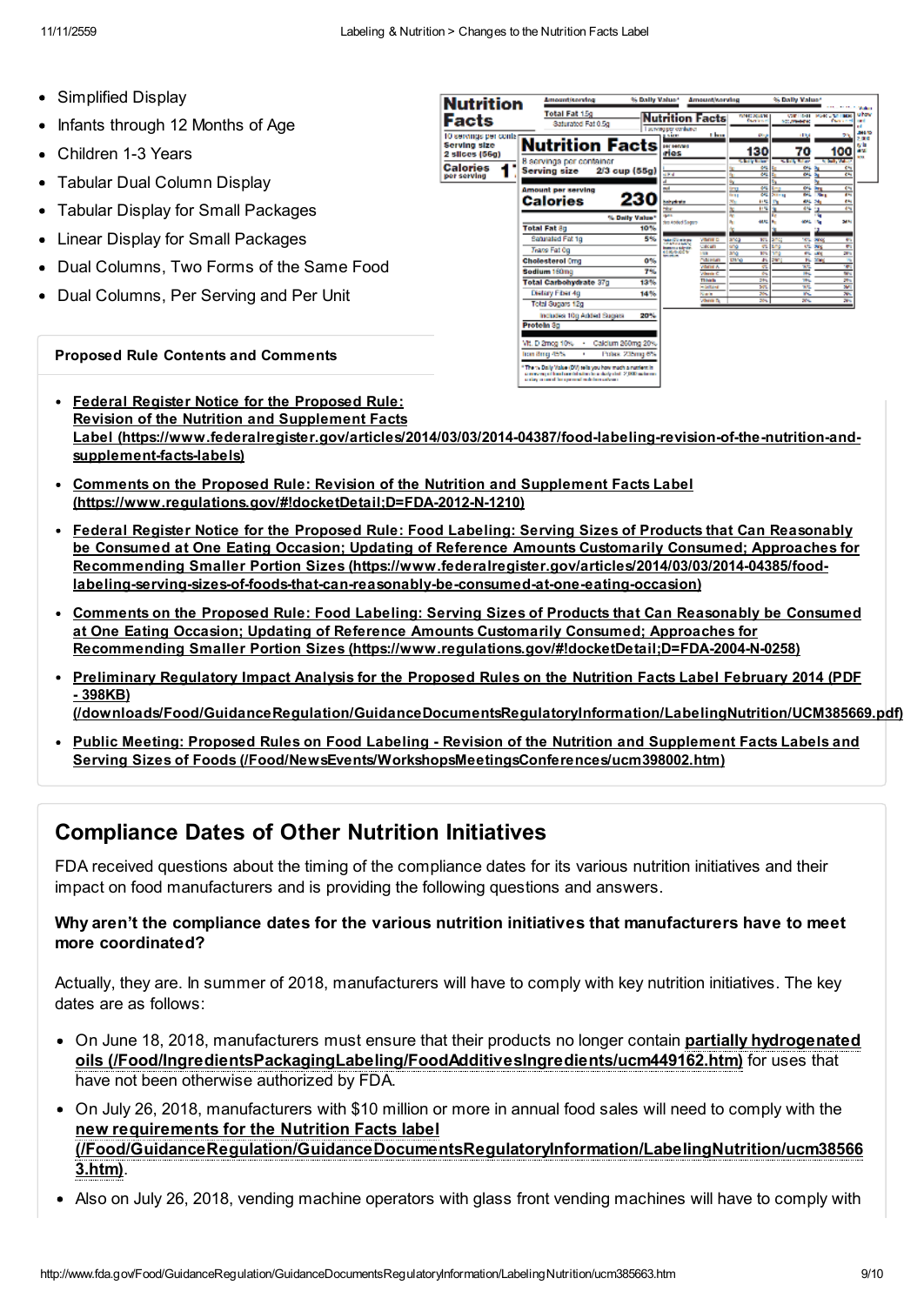- Simplified Display
- Infants through 12 Months of Age
- Children 1-3 Years
- Tabular Dual Column Display
- Tabular Display for Small Packages
- Linear Display for Small Packages
- Dual Columns, Two Forms of the Same Food
- Dual Columns, Per Serving and Per Unit

**Proposed Rule Contents and Comments**

- **Federal Register Notice for the Proposed Rule: Revision of the Nutrition and Supplement Facts Label (https://www.federalregister.gov/articles/2014/03/03/2014-04387/food-labeling-revision-of-the-nutrition-and-supplement-facts-labels)**
- **Comments on the Proposed Rule: Revision of the Nutrition and Supplement Facts Label (https://www.regulations.gov/#!docketDetail;D=FDA-2012-N-1210)**
- **Federal Register Notice for the Proposed Rule: Food Labeling: Serving Sizes of Products that Can Reasonably be Consumed at One Eating Occasion; Updating of Reference Amounts Customarily Consumed; Approaches for Recommending Smaller Portion Sizes (https://www.federalregister.gov/articles/2014/03/03/2014-04385/food-labeling-serving-sizes-of-foods-that-can-reasonably-be-consumed-at-one-eating-occasion)**
- **Comments on the Proposed Rule: Food Labeling: Serving Sizes of Products that Can Reasonably be Consumed at One Eating Occasion; Updating of Reference Amounts Customarily Consumed; Approaches for Recommending Smaller Portion Sizes (https://www.regulations.gov/#!docketDetail;D=FDA-2004-N-0258)**
- **Preliminary Regulatory Impact Analysis for the Proposed Rules on the Nutrition Facts Label February 2014 (PDF - 398KB) (/downloads/Food/GuidanceRegulation/GuidanceDocumentsRegulatoryInformation/LabelingNutrition/UCM385669.pdf)**
- **Public Meeting: Proposed Rules on Food Labeling - Revision of the Nutrition and Supplement Facts Labels and Serving Sizes of Foods (/Food/NewsEvents/WorkshopsMeetingsConferences/ucm398002.htm)**

## Compliance Dates of Other Nutrition Initiatives

FDA received questions about the timing of the compliance dates for its various nutrition initiatives and their impact on food manufacturers and is providing the following questions and answers.

**Why aren't the compliance dates for the various nutrition initiatives that manufacturers have to meet more coordinated?**

Actually, they are. In summer of 2018, manufacturers will have to comply with key nutrition initiatives. The key dates are as follows:

- On June 18, 2018, manufacturers must ensure that their products no longer contain **partially hydrogenated oils (/Food/IngredientsPackagingLabeling/FoodAdditivesIngredients/ucm449162.htm)** for uses that have not been otherwise authorized by FDA.
- On July 26, 2018, manufacturers with $10 million or more in annual food sales will need to comply with the **new requirements for the Nutrition Facts label (/Food/GuidanceRegulation/GuidanceDocumentsRegulatoryInformation/LabelingNutrition/ucm385663.htm)**.
- Also on July 26, 2018, vending machine operators with glass front vending machines will have to comply with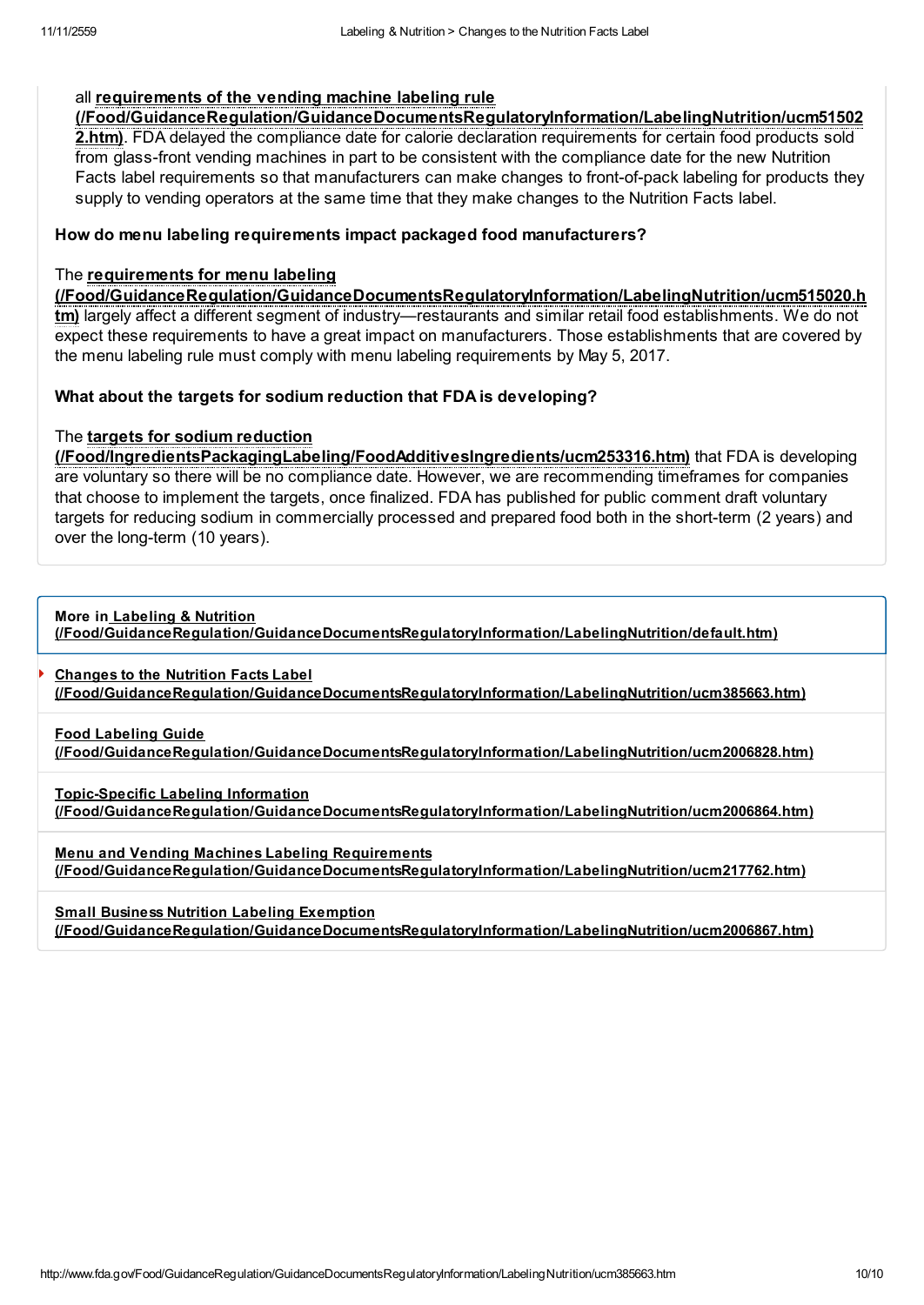all **requirements of the vending machine labeling rule (/Food/GuidanceRegulation/GuidanceDocumentsRegulatoryInformation/LabelingNutrition/ucm515022.htm)**. FDA delayed the compliance date for calorie declaration requirements for certain food products sold from glass-front vending machines in part to be consistent with the compliance date for the new Nutrition Facts label requirements so that manufacturers can make changes to front-of-pack labeling for products they supply to vending operators at the same time that they make changes to the Nutrition Facts label.

**How do menu labeling requirements impact packaged food manufacturers?**

The **requirements for menu labeling (/Food/GuidanceRegulation/GuidanceDocumentsRegulatoryInformation/LabelingNutrition/ucm515020.htm)** largely affect a different segment of industry—restaurants and similar retail food establishments. We do not expect these requirements to have a great impact on manufacturers. Those establishments that are covered by the menu labeling rule must comply with menu labeling requirements by May 5, 2017.

**What about the targets for sodium reduction that FDA is developing?**

The **targets for sodium reduction (/Food/IngredientsPackagingLabeling/FoodAdditivesIngredients/ucm253316.htm)** that FDA is developing are voluntary so there will be no compliance date. However, we are recommending timeframes for companies that choose to implement the targets, once finalized. FDA has published for public comment draft voluntary targets for reducing sodium in commercially processed and prepared food both in the short-term (2 years) and over the long-term (10 years).

**More in Labeling & Nutrition (/Food/GuidanceRegulation/GuidanceDocumentsRegulatoryInformation/LabelingNutrition/default.htm)**

- **Changes to the Nutrition Facts Label (/Food/GuidanceRegulation/GuidanceDocumentsRegulatoryInformation/LabelingNutrition/ucm385663.htm)**
- **Food Labeling Guide (/Food/GuidanceRegulation/GuidanceDocumentsRegulatoryInformation/LabelingNutrition/ucm2006828.htm)**
- **Topic-Specific Labeling Information (/Food/GuidanceRegulation/GuidanceDocumentsRegulatoryInformation/LabelingNutrition/ucm2006864.htm)**
- **Menu and Vending Machines Labeling Requirements (/Food/GuidanceRegulation/GuidanceDocumentsRegulatoryInformation/LabelingNutrition/ucm217762.htm)**
- **Small Business Nutrition Labeling Exemption (/Food/GuidanceRegulation/GuidanceDocumentsRegulatoryInformation/LabelingNutrition/ucm2006867.htm)**